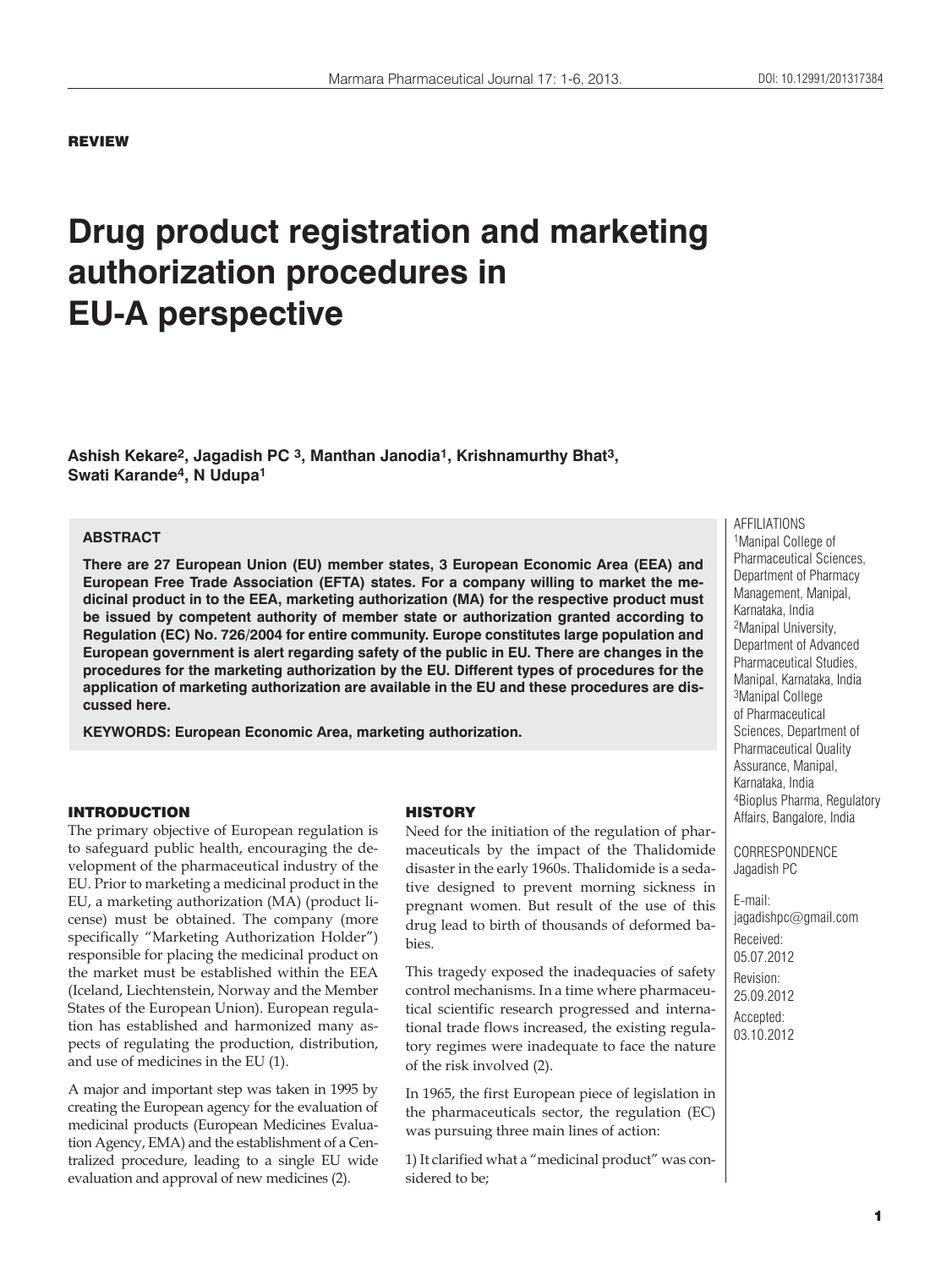REVIEW

# Drug product registration and marketing authorization procedures in EU-A perspective

**Ashish Kekare[2], Jagadish PC [3], Manthan Janodia[1], Krishnamurthy Bhat[3], Swati Karande[4], N Udupa[1]**

## ABSTRACT

**There are 27 European Union (EU) member states, 3 European Economic Area (EEA) and European Free Trade Association (EFTA) states. For a company willing to market the medicinal product in to the EEA, marketing authorization (MA) for the respective product must be issued by competent authority of member state or authorization granted according to Regulation (EC) No. 726/2004 for entire community. Europe constitutes large population and European government is alert regarding safety of the public in EU. There are changes in the procedures for the marketing authorization by the EU. Different types of procedures for the application of marketing authorization are available in the EU and these procedures are discussed here.**

**KEYWORDS: European Economic Area, marketing authorization.**

AFFILIATIONS

[1]Manipal College of Pharmaceutical Sciences, Department of Pharmacy Management, Manipal, Karnataka, India

[2]Manipal University, Department of Advanced Pharmaceutical Studies, Manipal, Karnataka, India

[3]Manipal College of Pharmaceutical Sciences, Department of Pharmaceutical Quality Assurance, Manipal, Karnataka, India

[4]Bioplus Pharma, Regulatory Affairs, Bangalore, India

CORRESPONDENCE
Jagadish PC

E-mail:
jagadishpc@gmail.com

Received:
05.07.2012

Revision:
25.09.2012

Accepted:
03.10.2012

## INTRODUCTION

The primary objective of European regulation is to safeguard public health, encouraging the development of the pharmaceutical industry of the EU. Prior to marketing a medicinal product in the EU, a marketing authorization (MA) (product license) must be obtained. The company (more specifically "Marketing Authorization Holder") responsible for placing the medicinal product on the market must be established within the EEA (Iceland, Liechtenstein, Norway and the Member States of the European Union). European regulation has established and harmonized many aspects of regulating the production, distribution, and use of medicines in the EU (1).

A major and important step was taken in 1995 by creating the European agency for the evaluation of medicinal products (European Medicines Evaluation Agency, EMA) and the establishment of a Centralized procedure, leading to a single EU wide evaluation and approval of new medicines (2).

## HISTORY

Need for the initiation of the regulation of pharmaceuticals by the impact of the Thalidomide disaster in the early 1960s. Thalidomide is a sedative designed to prevent morning sickness in pregnant women. But result of the use of this drug lead to birth of thousands of deformed babies.

This tragedy exposed the inadequacies of safety control mechanisms. In a time where pharmaceutical scientific research progressed and international trade flows increased, the existing regulatory regimes were inadequate to face the nature of the risk involved (2).

In 1965, the first European piece of legislation in the pharmaceuticals sector, the regulation (EC) was pursuing three main lines of action:

1) It clarified what a "medicinal product" was considered to be;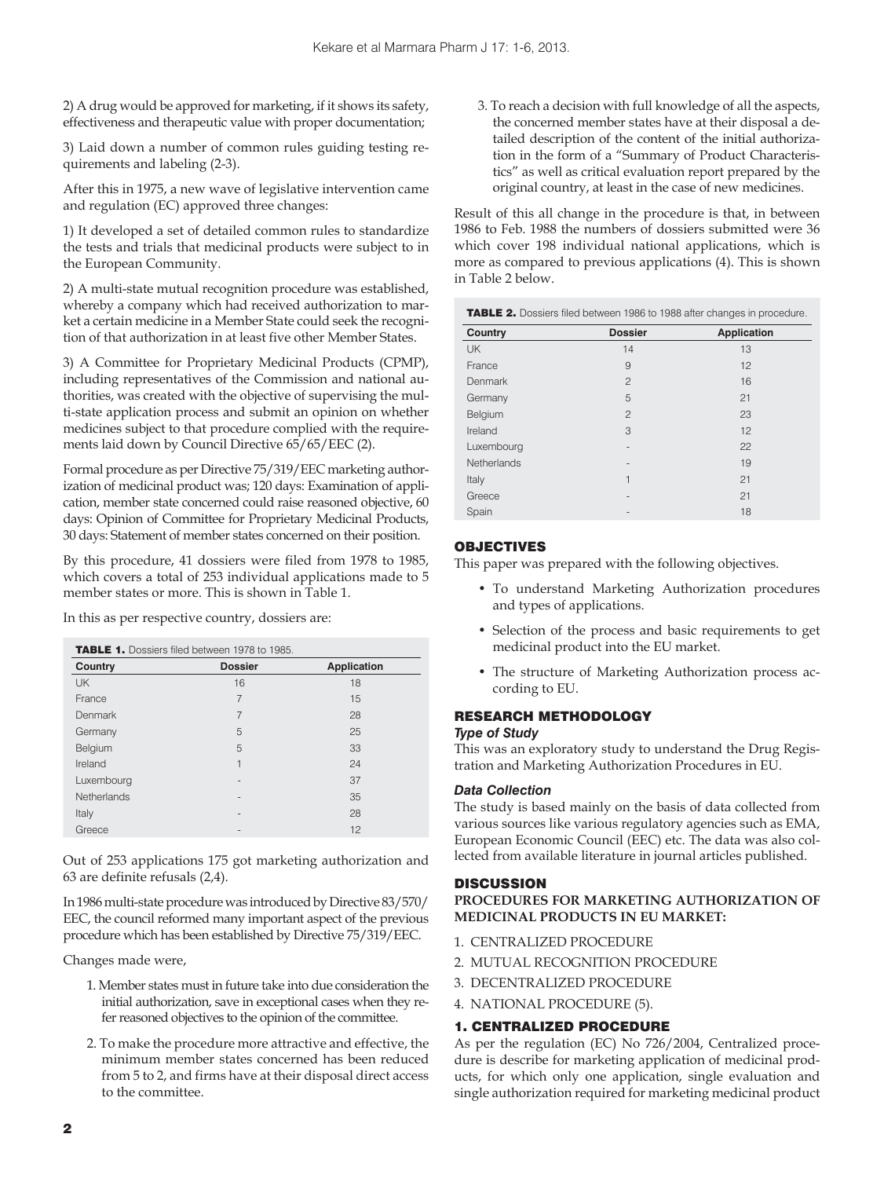2) A drug would be approved for marketing, if it shows its safety, effectiveness and therapeutic value with proper documentation;

3) Laid down a number of common rules guiding testing requirements and labeling (2-3).

After this in 1975, a new wave of legislative intervention came and regulation (EC) approved three changes:

1) It developed a set of detailed common rules to standardize the tests and trials that medicinal products were subject to in the European Community.

2) A multi-state mutual recognition procedure was established, whereby a company which had received authorization to market a certain medicine in a Member State could seek the recognition of that authorization in at least five other Member States.

3) A Committee for Proprietary Medicinal Products (CPMP), including representatives of the Commission and national authorities, was created with the objective of supervising the multi-state application process and submit an opinion on whether medicines subject to that procedure complied with the requirements laid down by Council Directive 65/65/EEC (2).

Formal procedure as per Directive 75/319/EEC marketing authorization of medicinal product was; 120 days: Examination of application, member state concerned could raise reasoned objective, 60 days: Opinion of Committee for Proprietary Medicinal Products, 30 days: Statement of member states concerned on their position.

By this procedure, 41 dossiers were filed from 1978 to 1985, which covers a total of 253 individual applications made to 5 member states or more. This is shown in Table 1.

In this as per respective country, dossiers are:

**TABLE 1.** Dossiers filed between 1978 to 1985.

| Country | Dossier | Application |
|---|---|---|
| UK | 16 | 18 |
| France | 7 | 15 |
| Denmark | 7 | 28 |
| Germany | 5 | 25 |
| Belgium | 5 | 33 |
| Ireland | 1 | 24 |
| Luxembourg | - | 37 |
| Netherlands | - | 35 |
| Italy | - | 28 |
| Greece | - | 12 |

Out of 253 applications 175 got marketing authorization and 63 are definite refusals (2,4).

In 1986 multi-state procedure was introduced by Directive 83/570/EEC, the council reformed many important aspect of the previous procedure which has been established by Directive 75/319/EEC.

Changes made were,

1. Member states must in future take into due consideration the initial authorization, save in exceptional cases when they refer reasoned objectives to the opinion of the committee.
2. To make the procedure more attractive and effective, the minimum member states concerned has been reduced from 5 to 2, and firms have at their disposal direct access to the committee.
3. To reach a decision with full knowledge of all the aspects, the concerned member states have at their disposal a detailed description of the content of the initial authorization in the form of a "Summary of Product Characteristics" as well as critical evaluation report prepared by the original country, at least in the case of new medicines.

Result of this all change in the procedure is that, in between 1986 to Feb. 1988 the numbers of dossiers submitted were 36 which cover 198 individual national applications, which is more as compared to previous applications (4). This is shown in Table 2 below.

**TABLE 2.** Dossiers filed between 1986 to 1988 after changes in procedure.

| Country | Dossier | Application |
|---|---|---|
| UK | 14 | 13 |
| France | 9 | 12 |
| Denmark | 2 | 16 |
| Germany | 5 | 21 |
| Belgium | 2 | 23 |
| Ireland | 3 | 12 |
| Luxembourg | - | 22 |
| Netherlands | - | 19 |
| Italy | 1 | 21 |
| Greece | - | 21 |
| Spain | - | 18 |

## OBJECTIVES

This paper was prepared with the following objectives.

- To understand Marketing Authorization procedures and types of applications.
- Selection of the process and basic requirements to get medicinal product into the EU market.
- The structure of Marketing Authorization process according to EU.

## RESEARCH METHODOLOGY

### *Type of Study*

This was an exploratory study to understand the Drug Registration and Marketing Authorization Procedures in EU.

### *Data Collection*

The study is based mainly on the basis of data collected from various sources like various regulatory agencies such as EMA, European Economic Council (EEC) etc. The data was also collected from available literature in journal articles published.

## DISCUSSION

**PROCEDURES FOR MARKETING AUTHORIZATION OF MEDICINAL PRODUCTS IN EU MARKET:**

1. CENTRALIZED PROCEDURE
2. MUTUAL RECOGNITION PROCEDURE
3. DECENTRALIZED PROCEDURE
4. NATIONAL PROCEDURE (5).

### 1. CENTRALIZED PROCEDURE

As per the regulation (EC) No 726/2004, Centralized procedure is describe for marketing application of medicinal products, for which only one application, single evaluation and single authorization required for marketing medicinal product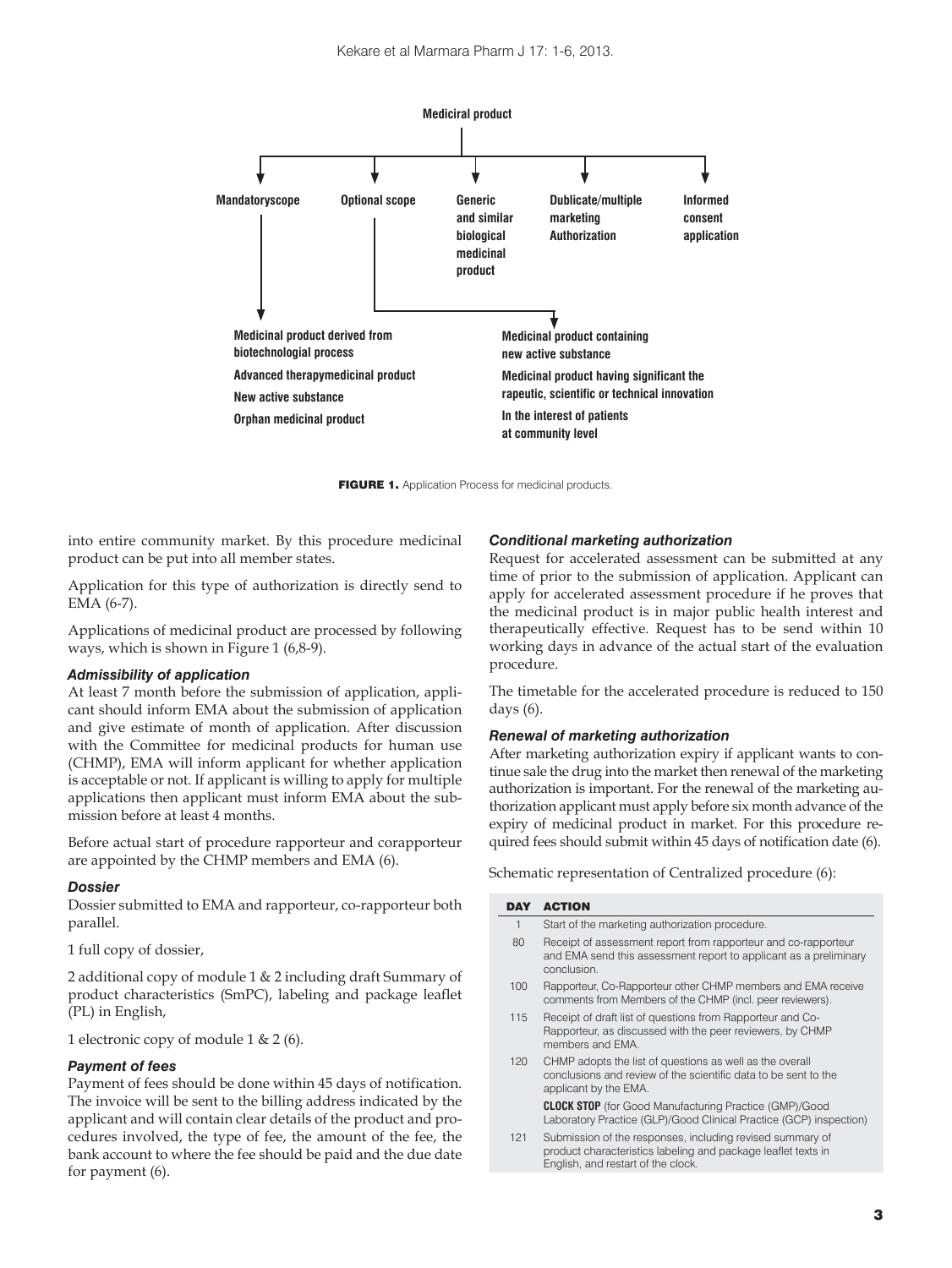Medicinal product

| Mandatoryscope | Optional scope | Generic and similar biological medicinal product | Dublicate/multiple marketing Authorization | Informed consent application |
|---|---|---|---|---|

Mandatoryscope:
- Medicinal product derived from biotechnologial process
- Advanced therapymedicinal product
- New active substance
- Orphan medicinal product

Optional scope:
- Medicinal product containing new active substance
- Medicinal product having significant the rapeutic, scientific or technical innovation
- In the interest of patients at community level

**FIGURE 1.** Application Process for medicinal products.

into entire community market. By this procedure medicinal product can be put into all member states.

Application for this type of authorization is directly send to EMA (6-7).

Applications of medicinal product are processed by following ways, which is shown in Figure 1 (6,8-9).

### *Admissibility of application*

At least 7 month before the submission of application, applicant should inform EMA about the submission of application and give estimate of month of application. After discussion with the Committee for medicinal products for human use (CHMP), EMA will inform applicant for whether application is acceptable or not. If applicant is willing to apply for multiple applications then applicant must inform EMA about the submission before at least 4 months.

Before actual start of procedure rapporteur and corapporteur are appointed by the CHMP members and EMA (6).

### *Dossier*

Dossier submitted to EMA and rapporteur, co-rapporteur both parallel.

1 full copy of dossier,

2 additional copy of module 1 & 2 including draft Summary of product characteristics (SmPC), labeling and package leaflet (PL) in English,

1 electronic copy of module 1 & 2 (6).

### *Payment of fees*

Payment of fees should be done within 45 days of notification. The invoice will be sent to the billing address indicated by the applicant and will contain clear details of the product and procedures involved, the type of fee, the amount of the fee, the bank account to where the fee should be paid and the due date for payment (6).

### *Conditional marketing authorization*

Request for accelerated assessment can be submitted at any time of prior to the submission of application. Applicant can apply for accelerated assessment procedure if he proves that the medicinal product is in major public health interest and therapeutically effective. Request has to be send within 10 working days in advance of the actual start of the evaluation procedure.

The timetable for the accelerated procedure is reduced to 150 days (6).

### *Renewal of marketing authorization*

After marketing authorization expiry if applicant wants to continue sale the drug into the market then renewal of the marketing authorization is important. For the renewal of the marketing authorization applicant must apply before six month advance of the expiry of medicinal product in market. For this procedure required fees should submit within 45 days of notification date (6).

Schematic representation of Centralized procedure (6):

| DAY | ACTION |
|---|---|
| 1 | Start of the marketing authorization procedure. |
| 80 | Receipt of assessment report from rapporteur and co-rapporteur and EMA send this assessment report to applicant as a preliminary conclusion. |
| 100 | Rapporteur, Co-Rapporteur other CHMP members and EMA receive comments from Members of the CHMP (incl. peer reviewers). |
| 115 | Receipt of draft list of questions from Rapporteur and Co-Rapporteur, as discussed with the peer reviewers, by CHMP members and EMA. |
| 120 | CHMP adopts the list of questions as well as the overall conclusions and review of the scientific data to be sent to the applicant by the EMA. |
| | **CLOCK STOP** (for Good Manufacturing Practice (GMP)/Good Laboratory Practice (GLP)/Good Clinical Practice (GCP) inspection) |
| 121 | Submission of the responses, including revised summary of product characteristics labeling and package leaflet texts in English, and restart of the clock. |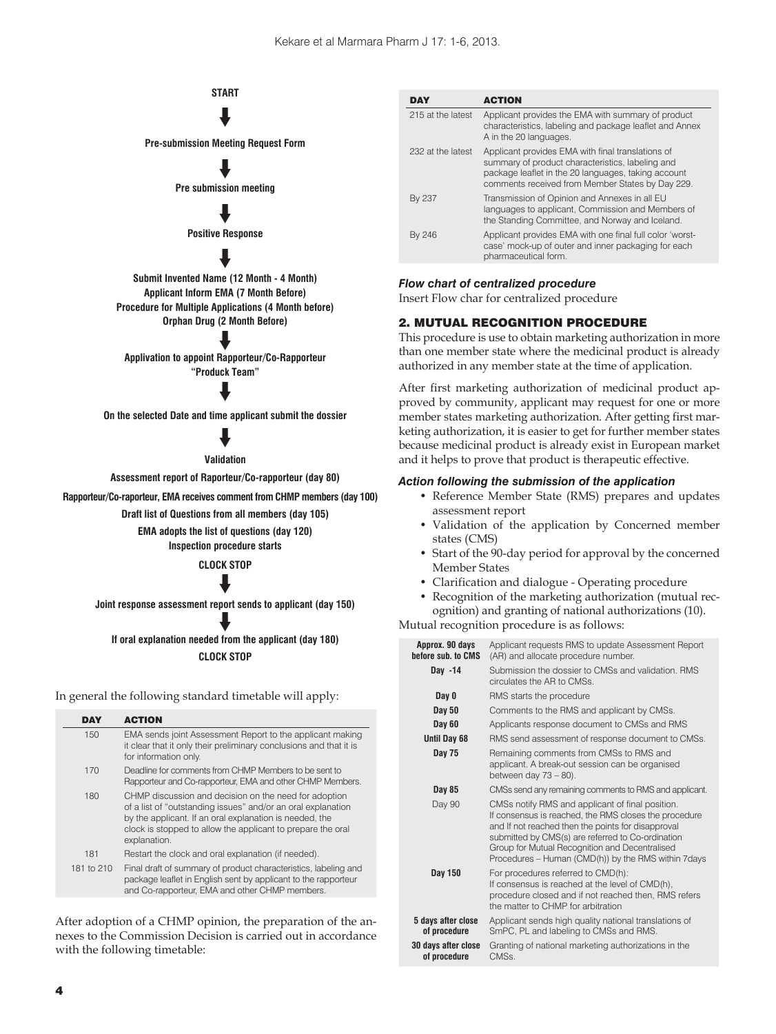**START**

↓

**Pre-submission Meeting Request Form**

↓

**Pre submission meeting**

↓

**Positive Response**

↓

**Submit Invented Name (12 Month - 4 Month)**
**Applicant Inform EMA (7 Month Before)**
**Procedure for Multiple Applications (4 Month before)**
**Orphan Drug (2 Month Before)**

↓

**Applivation to appoint Rapporteur/Co-Rapporteur "Produck Team"**

↓

**On the selected Date and time applicant submit the dossier**

↓

**Validation**

**Assessment report of Raporteur/Co-rapporteur (day 80)**

**Rapporteur/Co-raporteur, EMA receives comment from CHMP members (day 100)**

**Draft list of Questions from all members (day 105)**

**EMA adopts the list of questions (day 120)**
**Inspection procedure starts**

**CLOCK STOP**

↓

**Joint response assessment report sends to applicant (day 150)**

↓

**If oral explanation needed from the applicant (day 180)**
**CLOCK STOP**

In general the following standard timetable will apply:

| DAY | ACTION |
|---|---|
| 150 | EMA sends joint Assessment Report to the applicant making it clear that it only their preliminary conclusions and that it is for information only. |
| 170 | Deadline for comments from CHMP Members to be sent to Rapporteur and Co-rapporteur, EMA and other CHMP Members. |
| 180 | CHMP discussion and decision on the need for adoption of a list of "outstanding issues" and/or an oral explanation by the applicant. If an oral explanation is needed, the clock is stopped to allow the applicant to prepare the oral explanation. |
| 181 | Restart the clock and oral explanation (if needed). |
| 181 to 210 | Final draft of summary of product characteristics, labeling and package leaflet in English sent by applicant to the rapporteur and Co-rapporteur, EMA and other CHMP members. |

After adoption of a CHMP opinion, the preparation of the annexes to the Commission Decision is carried out in accordance with the following timetable:

| DAY | ACTION |
|---|---|
| 215 at the latest | Applicant provides the EMA with summary of product characteristics, labeling and package leaflet and Annex A in the 20 languages. |
| 232 at the latest | Applicant provides EMA with final translations of summary of product characteristics, labeling and package leaflet in the 20 languages, taking account comments received from Member States by Day 229. |
| By 237 | Transmission of Opinion and Annexes in all EU languages to applicant, Commission and Members of the Standing Committee, and Norway and Iceland. |
| By 246 | Applicant provides EMA with one final full color 'worst-case' mock-up of outer and inner packaging for each pharmaceutical form. |

***Flow chart of centralized procedure***

Insert Flow char for centralized procedure

## 2. MUTUAL RECOGNITION PROCEDURE

This procedure is use to obtain marketing authorization in more than one member state where the medicinal product is already authorized in any member state at the time of application.

After first marketing authorization of medicinal product approved by community, applicant may request for one or more member states marketing authorization. After getting first marketing authorization, it is easier to get for further member states because medicinal product is already exist in European market and it helps to prove that product is therapeutic effective.

***Action following the submission of the application***

- Reference Member State (RMS) prepares and updates assessment report
- Validation of the application by Concerned member states (CMS)
- Start of the 90-day period for approval by the concerned Member States
- Clarification and dialogue - Operating procedure
- Recognition of the marketing authorization (mutual recognition) and granting of national authorizations (10).

Mutual recognition procedure is as follows:

| | |
|---|---|
| **Approx. 90 days before sub. to CMS** | Applicant requests RMS to update Assessment Report (AR) and allocate procedure number. |
| **Day -14** | Submission the dossier to CMSs and validation. RMS circulates the AR to CMSs. |
| **Day 0** | RMS starts the procedure |
| **Day 50** | Comments to the RMS and applicant by CMSs. |
| **Day 60** | Applicants response document to CMSs and RMS |
| **Until Day 68** | RMS send assessment of response document to CMSs. |
| **Day 75** | Remaining comments from CMSs to RMS and applicant. A break-out session can be organised between day 73 – 80). |
| **Day 85** | CMSs send any remaining comments to RMS and applicant. |
| Day 90 | CMSs notify RMS and applicant of final position. If consensus is reached, the RMS closes the procedure and If not reached then the points for disapproval submitted by CMS(s) are referred to Co-ordination Group for Mutual Recognition and Decentralised Procedures – Human (CMD(h)) by the RMS within 7days |
| **Day 150** | For procedures referred to CMD(h): If consensus is reached at the level of CMD(h), procedure closed and if not reached then, RMS refers the matter to CHMP for arbitration |
| **5 days after close of procedure** | Applicant sends high quality national translations of SmPC, PL and labeling to CMSs and RMS. |
| **30 days after close of procedure** | Granting of national marketing authorizations in the CMSs. |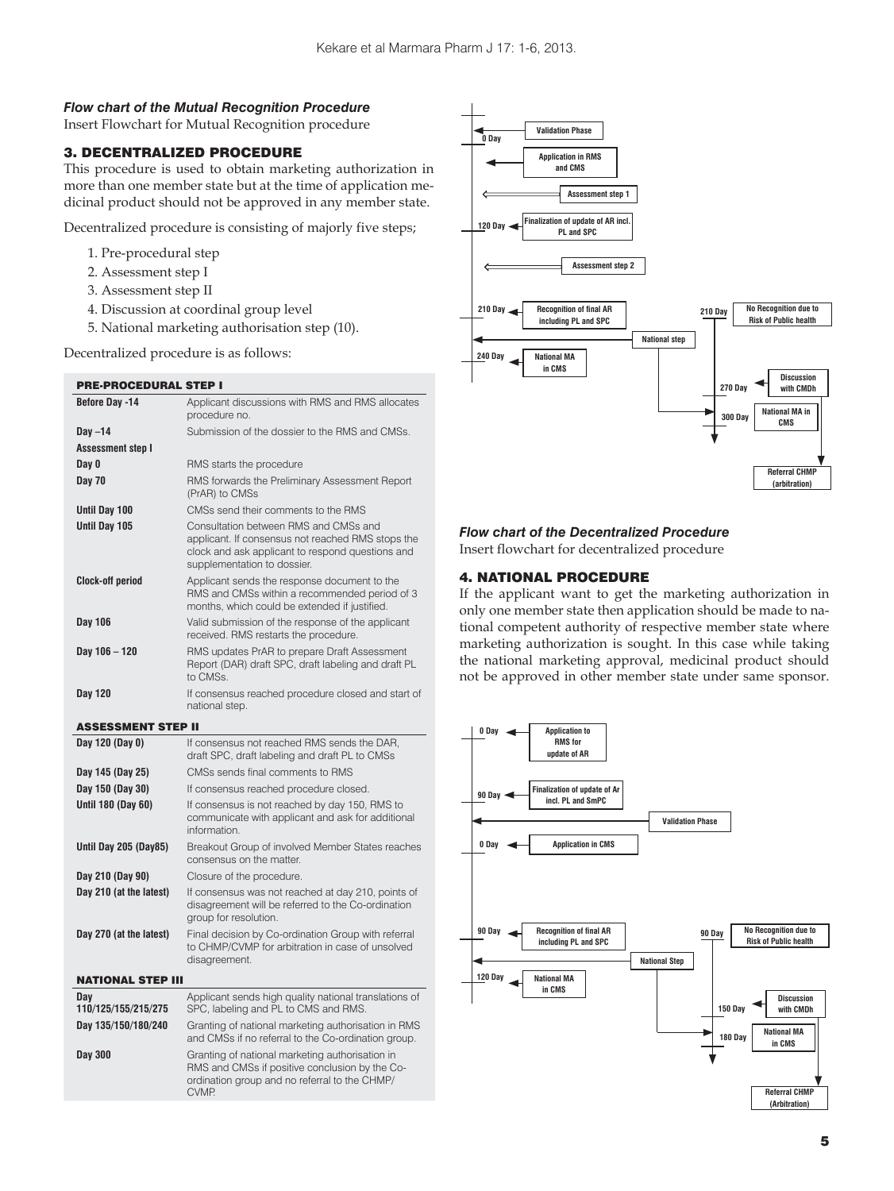***Flow chart of the Mutual Recognition Procedure***

Insert Flowchart for Mutual Recognition procedure

## 3. DECENTRALIZED PROCEDURE

This procedure is used to obtain marketing authorization in more than one member state but at the time of application medicinal product should not be approved in any member state.

Decentralized procedure is consisting of majorly five steps;

1. Pre-procedural step
2. Assessment step I
3. Assessment step II
4. Discussion at coordinal group level
5. National marketing authorisation step (10).

Decentralized procedure is as follows:

| **PRE-PROCEDURAL STEP I** | |
|---|---|
| **Before Day -14** | Applicant discussions with RMS and RMS allocates procedure no. |
| **Day –14** | Submission of the dossier to the RMS and CMSs. |
| **Assessment step I** | |
| **Day 0** | RMS starts the procedure |
| **Day 70** | RMS forwards the Preliminary Assessment Report (PrAR) to CMSs |
| **Until Day 100** | CMSs send their comments to the RMS |
| **Until Day 105** | Consultation between RMS and CMSs and applicant. If consensus not reached RMS stops the clock and ask applicant to respond questions and supplementation to dossier. |
| **Clock-off period** | Applicant sends the response document to the RMS and CMSs within a recommended period of 3 months, which could be extended if justified. |
| **Day 106** | Valid submission of the response of the applicant received. RMS restarts the procedure. |
| **Day 106 – 120** | RMS updates PrAR to prepare Draft Assessment Report (DAR) draft SPC, draft labeling and draft PL to CMSs. |
| **Day 120** | If consensus reached procedure closed and start of national step. |
| **ASSESSMENT STEP II** | |
| **Day 120 (Day 0)** | If consensus not reached RMS sends the DAR, draft SPC, draft labeling and draft PL to CMSs |
| **Day 145 (Day 25)** | CMSs sends final comments to RMS |
| **Day 150 (Day 30)** | If consensus reached procedure closed. |
| **Until 180 (Day 60)** | If consensus is not reached by day 150, RMS to communicate with applicant and ask for additional information. |
| **Until Day 205 (Day85)** | Breakout Group of involved Member States reaches consensus on the matter. |
| **Day 210 (Day 90)** | Closure of the procedure. |
| **Day 210 (at the latest)** | If consensus was not reached at day 210, points of disagreement will be referred to the Co-ordination group for resolution. |
| **Day 270 (at the latest)** | Final decision by Co-ordination Group with referral to CHMP/CVMP for arbitration in case of unsolved disagreement. |
| **NATIONAL STEP III** | |
| **Day 110/125/155/215/275** | Applicant sends high quality national translations of SPC, labeling and PL to CMS and RMS. |
| **Day 135/150/180/240** | Granting of national marketing authorisation in RMS and CMSs if no referral to the Co-ordination group. |
| **Day 300** | Granting of national marketing authorisation in RMS and CMSs if positive conclusion by the Co-ordination group and no referral to the CHMP/ CVMP. |

0 Day — Validation Phase
Application in RMS and CMS
Assessment step 1
120 Day — Finalization of update of AR incl. PL and SPC
Assessment step 2
210 Day — Recognition of final AR including PL and SPC
210 Day — No Recognition due to Risk of Public health
National step
240 Day — National MA in CMS
270 Day — Discussion with CMDh
300 Day — National MA in CMS
Referral CHMP (arbitration)

***Flow chart of the Decentralized Procedure***

Insert flowchart for decentralized procedure

## 4. NATIONAL PROCEDURE

If the applicant want to get the marketing authorization in only one member state then application should be made to national competent authority of respective member state where marketing authorization is sought. In this case while taking the national marketing approval, medicinal product should not be approved in other member state under same sponsor.

0 Day — Application to RMS for update of AR
90 Day — Finalization of update of Ar incl. PL and SmPC
Validation Phase
0 Day — Application in CMS
90 Day — Recognition of final AR including PL and SPC
90 Day — No Recognition due to Risk of Public health
National Step
120 Day — National MA in CMS
150 Day — Discussion with CMDh
180 Day — National MA in CMS
Referral CHMP (Arbitration)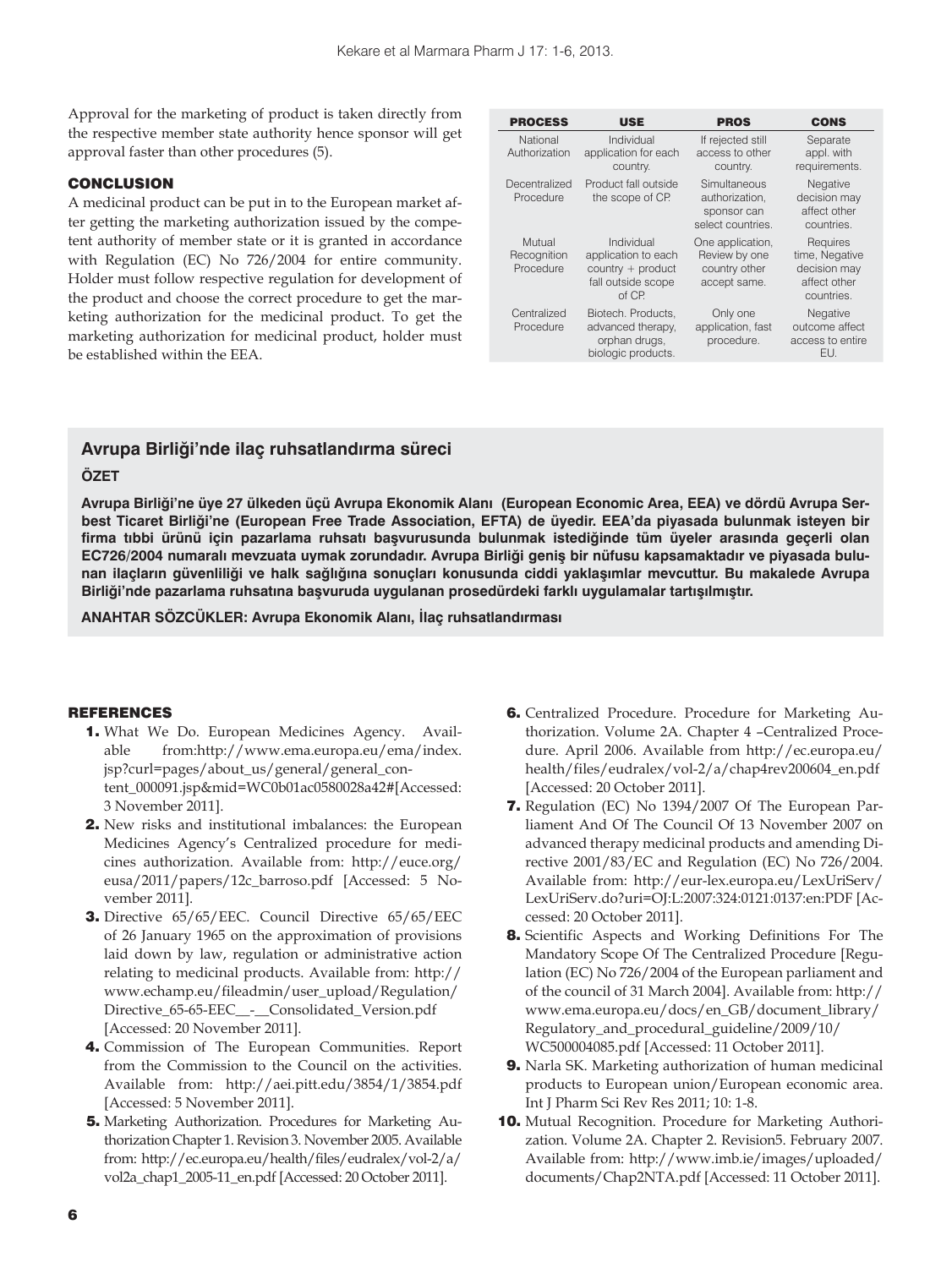Approval for the marketing of product is taken directly from the respective member state authority hence sponsor will get approval faster than other procedures (5).

### CONCLUSION

A medicinal product can be put in to the European market after getting the marketing authorization issued by the competent authority of member state or it is granted in accordance with Regulation (EC) No 726/2004 for entire community. Holder must follow respective regulation for development of the product and choose the correct procedure to get the marketing authorization for the medicinal product. To get the marketing authorization for medicinal product, holder must be established within the EEA.

| PROCESS | USE | PROS | CONS |
|---|---|---|---|
| National Authorization | Individual application for each country. | If rejected still access to other country. | Separate appl. with requirements. |
| Decentralized Procedure | Product fall outside the scope of CP. | Simultaneous authorization, sponsor can select countries. | Negative decision may affect other countries. |
| Mutual Recognition Procedure | Individual application to each country + product fall outside scope of CP. | One application, Review by one country other accept same. | Requires time, Negative decision may affect other countries. |
| Centralized Procedure | Biotech. Products, advanced therapy, orphan drugs, biologic products. | Only one application, fast procedure. | Negative outcome affect access to entire EU. |

## Avrupa Birliği'nde ilaç ruhsatlandırma süreci

**ÖZET**

**Avrupa Birliği'ne üye 27 ülkeden üçü Avrupa Ekonomik Alanı (European Economic Area, EEA) ve dördü Avrupa Serbest Ticaret Birliği'ne (European Free Trade Association, EFTA) de üyedir. EEA'da piyasada bulunmak isteyen bir firma tıbbi ürünü için pazarlama ruhsatı başvurusunda bulunmak istediğinde tüm üyeler arasında geçerli olan EC726/2004 numaralı mevzuata uymak zorundadır. Avrupa Birliği geniş bir nüfusu kapsamaktadır ve piyasada bulunan ilaçların güvenliliği ve halk sağlığına sonuçları konusunda ciddi yaklaşımlar mevcuttur. Bu makalede Avrupa Birliği'nde pazarlama ruhsatına başvuruda uygulanan prosedürdeki farklı uygulamalar tartışılmıştır.**

**ANAHTAR SÖZCÜKLER: Avrupa Ekonomik Alanı, İlaç ruhsatlandırması**

### REFERENCES

1. What We Do. European Medicines Agency. Available from:http://www.ema.europa.eu/ema/index.jsp?curl=pages/about_us/general/general_content_000091.jsp&mid=WC0b01ac0580028a42#[Accessed: 3 November 2011].
2. New risks and institutional imbalances: the European Medicines Agency's Centralized procedure for medicines authorization. Available from: http://euce.org/eusa/2011/papers/12c_barroso.pdf [Accessed: 5 November 2011].
3. Directive 65/65/EEC. Council Directive 65/65/EEC of 26 January 1965 on the approximation of provisions laid down by law, regulation or administrative action relating to medicinal products. Available from: http://www.echamp.eu/fileadmin/user_upload/Regulation/Directive_65-65-EEC__-__Consolidated_Version.pdf [Accessed: 20 November 2011].
4. Commission of The European Communities. Report from the Commission to the Council on the activities. Available from: http://aei.pitt.edu/3854/1/3854.pdf [Accessed: 5 November 2011].
5. Marketing Authorization. Procedures for Marketing Authorization Chapter 1. Revision 3. November 2005. Available from: http://ec.europa.eu/health/files/eudralex/vol-2/a/vol2a_chap1_2005-11_en.pdf [Accessed: 20 October 2011].
6. Centralized Procedure. Procedure for Marketing Authorization. Volume 2A. Chapter 4 –Centralized Procedure. April 2006. Available from http://ec.europa.eu/health/files/eudralex/vol-2/a/chap4rev200604_en.pdf [Accessed: 20 October 2011].
7. Regulation (EC) No 1394/2007 Of The European Parliament And Of The Council Of 13 November 2007 on advanced therapy medicinal products and amending Directive 2001/83/EC and Regulation (EC) No 726/2004. Available from: http://eur-lex.europa.eu/LexUriServ/LexUriServ.do?uri=OJ:L:2007:324:0121:0137:en:PDF [Accessed: 20 October 2011].
8. Scientific Aspects and Working Definitions For The Mandatory Scope Of The Centralized Procedure [Regulation (EC) No 726/2004 of the European parliament and of the council of 31 March 2004]. Available from: http://www.ema.europa.eu/docs/en_GB/document_library/Regulatory_and_procedural_guideline/2009/10/WC500004085.pdf [Accessed: 11 October 2011].
9. Narla SK. Marketing authorization of human medicinal products to European union/European economic area. Int J Pharm Sci Rev Res 2011; 10: 1-8.
10. Mutual Recognition. Procedure for Marketing Authorization. Volume 2A. Chapter 2. Revision5. February 2007. Available from: http://www.imb.ie/images/uploaded/documents/Chap2NTA.pdf [Accessed: 11 October 2011].